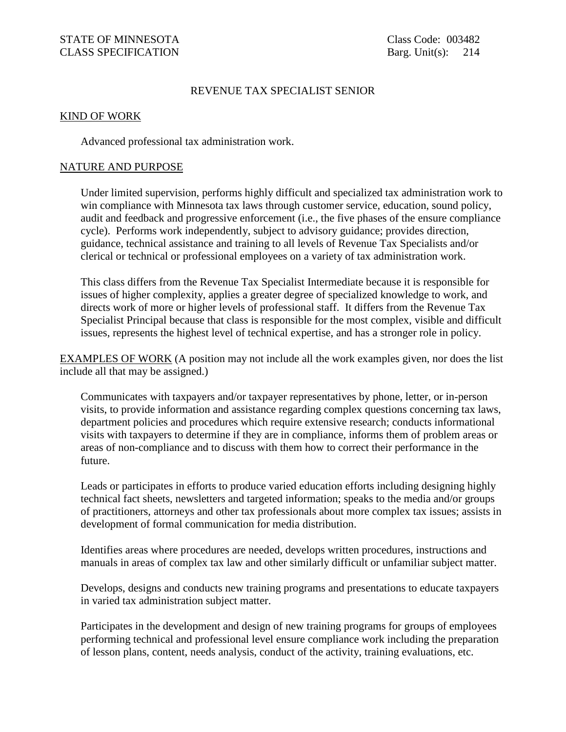STATE OF MINNESOTA
CLASS SPECIFICATION

Class Code: 003482
Barg. Unit(s): 214

# REVENUE TAX SPECIALIST SENIOR

## KIND OF WORK

Advanced professional tax administration work.

## NATURE AND PURPOSE

Under limited supervision, performs highly difficult and specialized tax administration work to win compliance with Minnesota tax laws through customer service, education, sound policy, audit and feedback and progressive enforcement (i.e., the five phases of the ensure compliance cycle). Performs work independently, subject to advisory guidance; provides direction, guidance, technical assistance and training to all levels of Revenue Tax Specialists and/or clerical or technical or professional employees on a variety of tax administration work.

This class differs from the Revenue Tax Specialist Intermediate because it is responsible for issues of higher complexity, applies a greater degree of specialized knowledge to work, and directs work of more or higher levels of professional staff. It differs from the Revenue Tax Specialist Principal because that class is responsible for the most complex, visible and difficult issues, represents the highest level of technical expertise, and has a stronger role in policy.

## EXAMPLES OF WORK (A position may not include all the work examples given, nor does the list include all that may be assigned.)

Communicates with taxpayers and/or taxpayer representatives by phone, letter, or in-person visits, to provide information and assistance regarding complex questions concerning tax laws, department policies and procedures which require extensive research; conducts informational visits with taxpayers to determine if they are in compliance, informs them of problem areas or areas of non-compliance and to discuss with them how to correct their performance in the future.

Leads or participates in efforts to produce varied education efforts including designing highly technical fact sheets, newsletters and targeted information; speaks to the media and/or groups of practitioners, attorneys and other tax professionals about more complex tax issues; assists in development of formal communication for media distribution.

Identifies areas where procedures are needed, develops written procedures, instructions and manuals in areas of complex tax law and other similarly difficult or unfamiliar subject matter.

Develops, designs and conducts new training programs and presentations to educate taxpayers in varied tax administration subject matter.

Participates in the development and design of new training programs for groups of employees performing technical and professional level ensure compliance work including the preparation of lesson plans, content, needs analysis, conduct of the activity, training evaluations, etc.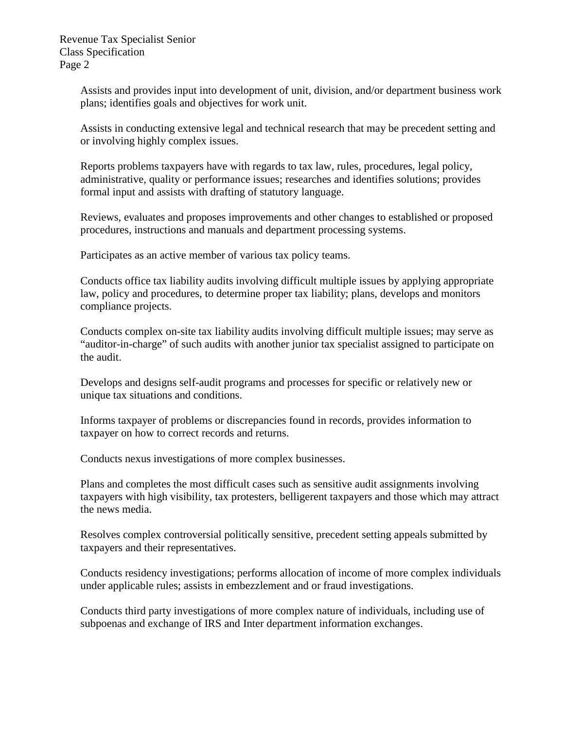Assists and provides input into development of unit, division, and/or department business work plans; identifies goals and objectives for work unit.

Assists in conducting extensive legal and technical research that may be precedent setting and or involving highly complex issues.

Reports problems taxpayers have with regards to tax law, rules, procedures, legal policy, administrative, quality or performance issues; researches and identifies solutions; provides formal input and assists with drafting of statutory language.

Reviews, evaluates and proposes improvements and other changes to established or proposed procedures, instructions and manuals and department processing systems.

Participates as an active member of various tax policy teams.

Conducts office tax liability audits involving difficult multiple issues by applying appropriate law, policy and procedures, to determine proper tax liability; plans, develops and monitors compliance projects.

Conducts complex on-site tax liability audits involving difficult multiple issues; may serve as "auditor-in-charge" of such audits with another junior tax specialist assigned to participate on the audit.

Develops and designs self-audit programs and processes for specific or relatively new or unique tax situations and conditions.

Informs taxpayer of problems or discrepancies found in records, provides information to taxpayer on how to correct records and returns.

Conducts nexus investigations of more complex businesses.

Plans and completes the most difficult cases such as sensitive audit assignments involving taxpayers with high visibility, tax protesters, belligerent taxpayers and those which may attract the news media.

Resolves complex controversial politically sensitive, precedent setting appeals submitted by taxpayers and their representatives.

Conducts residency investigations; performs allocation of income of more complex individuals under applicable rules; assists in embezzlement and or fraud investigations.

Conducts third party investigations of more complex nature of individuals, including use of subpoenas and exchange of IRS and Inter department information exchanges.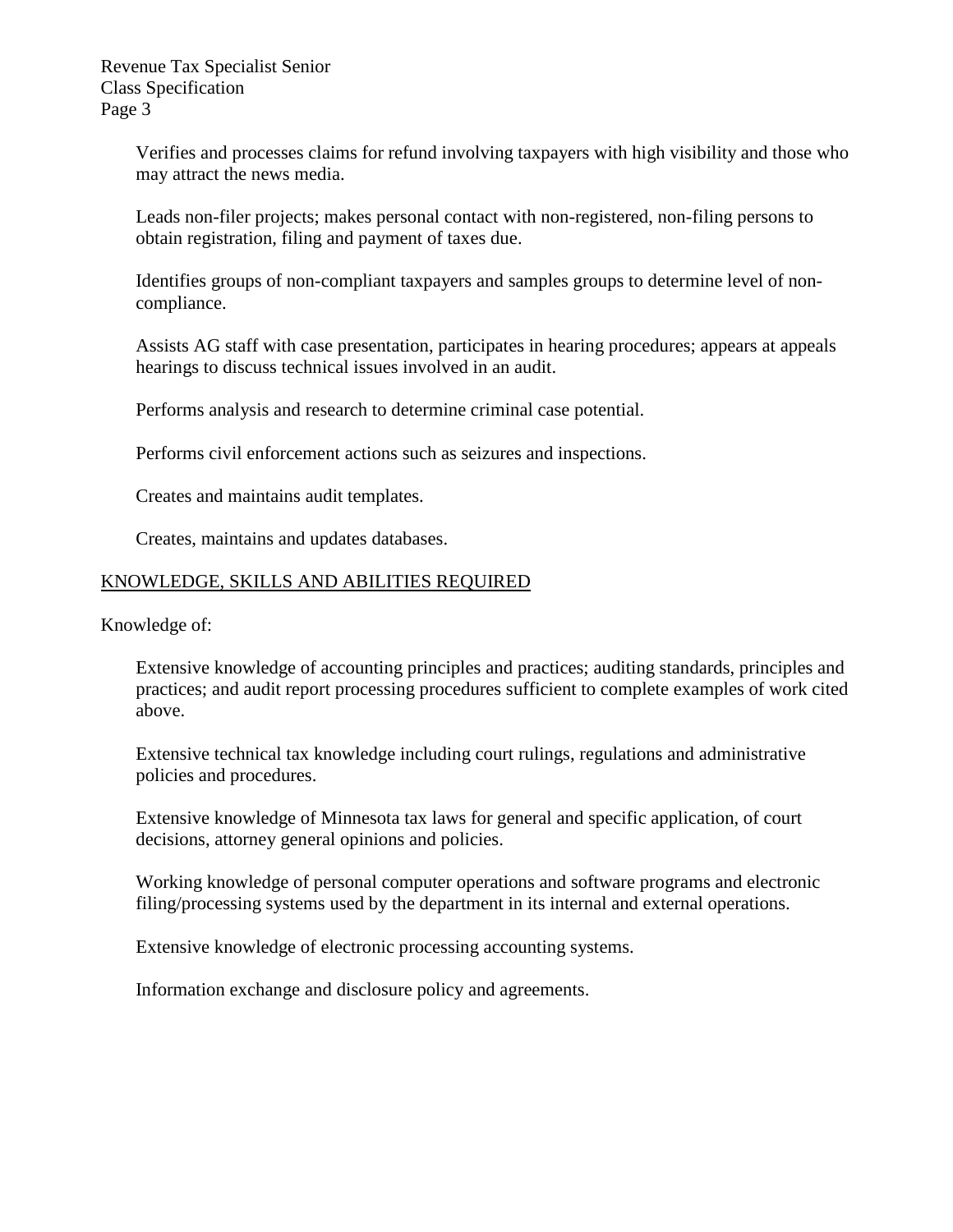Verifies and processes claims for refund involving taxpayers with high visibility and those who may attract the news media.

Leads non-filer projects; makes personal contact with non-registered, non-filing persons to obtain registration, filing and payment of taxes due.

Identifies groups of non-compliant taxpayers and samples groups to determine level of non-compliance.

Assists AG staff with case presentation, participates in hearing procedures; appears at appeals hearings to discuss technical issues involved in an audit.

Performs analysis and research to determine criminal case potential.

Performs civil enforcement actions such as seizures and inspections.

Creates and maintains audit templates.

Creates, maintains and updates databases.

## KNOWLEDGE, SKILLS AND ABILITIES REQUIRED

Knowledge of:

Extensive knowledge of accounting principles and practices; auditing standards, principles and practices; and audit report processing procedures sufficient to complete examples of work cited above.

Extensive technical tax knowledge including court rulings, regulations and administrative policies and procedures.

Extensive knowledge of Minnesota tax laws for general and specific application, of court decisions, attorney general opinions and policies.

Working knowledge of personal computer operations and software programs and electronic filing/processing systems used by the department in its internal and external operations.

Extensive knowledge of electronic processing accounting systems.

Information exchange and disclosure policy and agreements.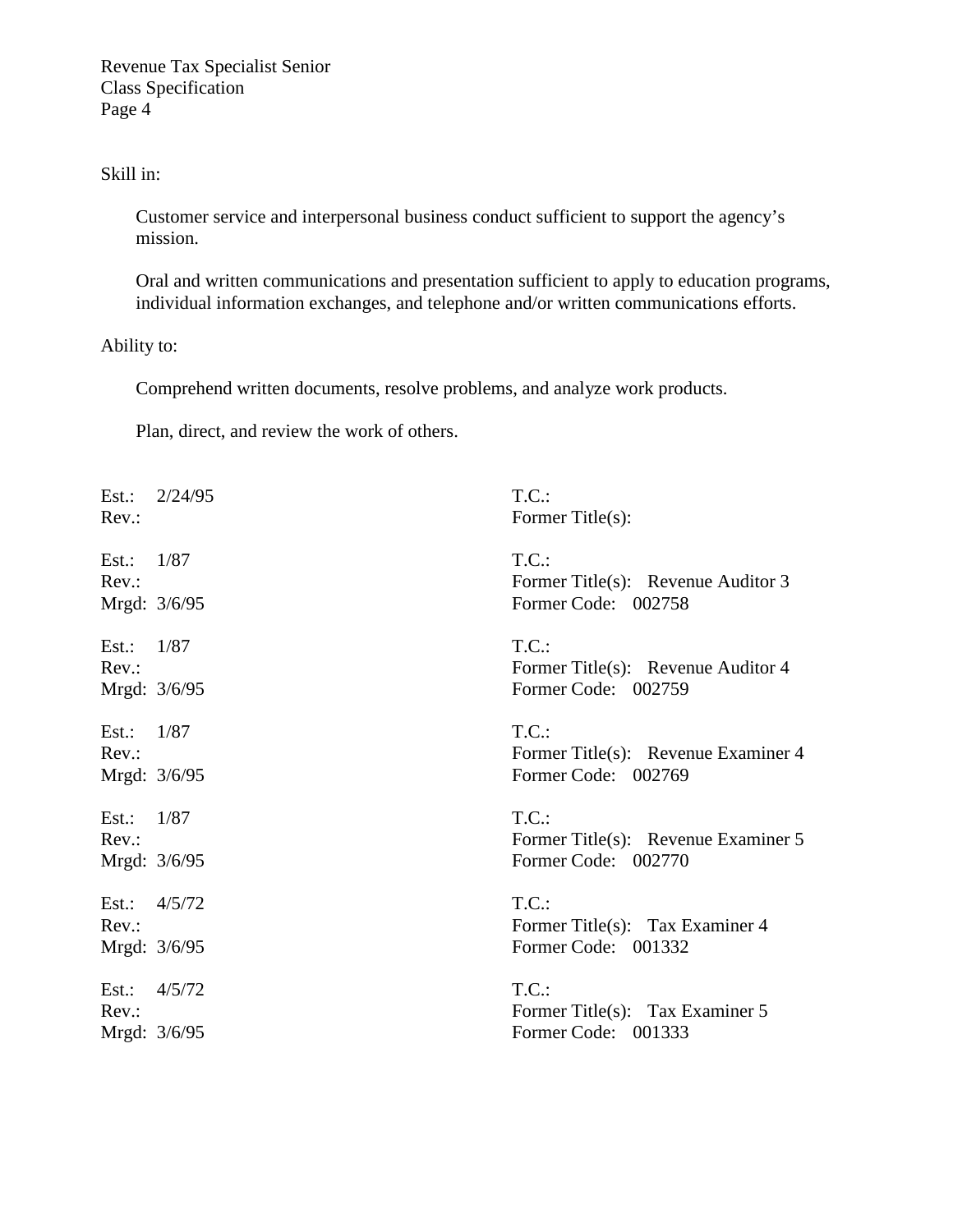Skill in:

Customer service and interpersonal business conduct sufficient to support the agency's mission.

Oral and written communications and presentation sufficient to apply to education programs, individual information exchanges, and telephone and/or written communications efforts.

Ability to:

Comprehend written documents, resolve problems, and analyze work products.

Plan, direct, and review the work of others.

Est.: 2/24/95
Rev.:

T.C.:
Former Title(s):

Est.: 1/87
Rev.:
Mrgd: 3/6/95

T.C.:
Former Title(s): Revenue Auditor 3
Former Code: 002758

Est.: 1/87
Rev.:
Mrgd: 3/6/95

T.C.:
Former Title(s): Revenue Auditor 4
Former Code: 002759

Est.: 1/87
Rev.:
Mrgd: 3/6/95

T.C.:
Former Title(s): Revenue Examiner 4
Former Code: 002769

Est.: 1/87
Rev.:
Mrgd: 3/6/95

T.C.:
Former Title(s): Revenue Examiner 5
Former Code: 002770

Est.: 4/5/72
Rev.:
Mrgd: 3/6/95

T.C.:
Former Title(s): Tax Examiner 4
Former Code: 001332

Est.: 4/5/72
Rev.:
Mrgd: 3/6/95

T.C.:
Former Title(s): Tax Examiner 5
Former Code: 001333